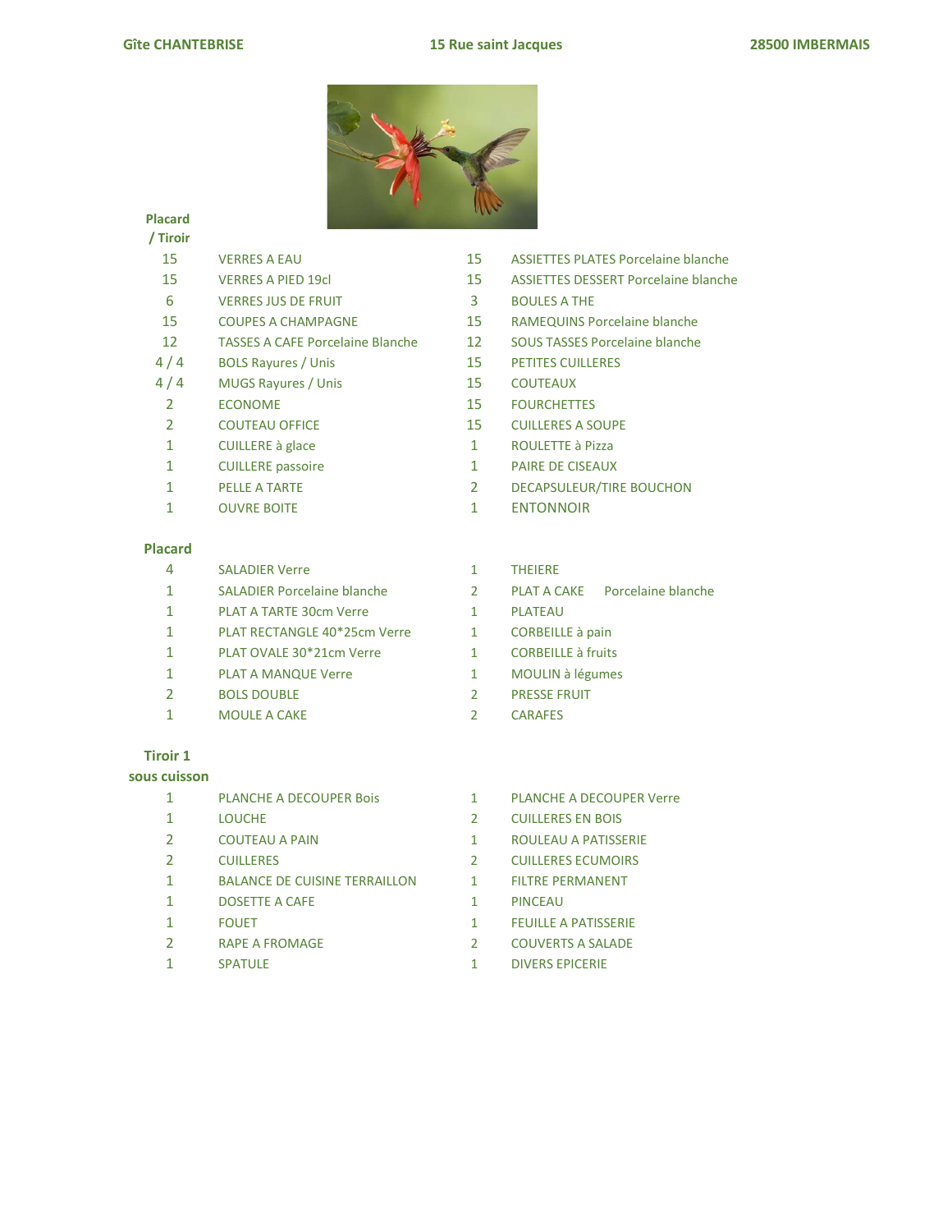**Gîte CHANTEBRISE** **15 Rue saint Jacques** **28500 IMBERMAIS**

## Placard / Tiroir

| | | | |
|---|---|---|---|
| 15 | VERRES A EAU | 15 | ASSIETTES PLATES Porcelaine blanche |
| 15 | VERRES A PIED 19cl | 15 | ASSIETTES DESSERT Porcelaine blanche |
| 6 | VERRES JUS DE FRUIT | 3 | BOULES A THE |
| 15 | COUPES A CHAMPAGNE | 15 | RAMEQUINS Porcelaine blanche |
| 12 | TASSES A CAFE Porcelaine Blanche | 12 | SOUS TASSES Porcelaine blanche |
| 4 / 4 | BOLS Rayures / Unis | 15 | PETITES CUILLERES |
| 4 / 4 | MUGS Rayures / Unis | 15 | COUTEAUX |
| 2 | ECONOME | 15 | FOURCHETTES |
| 2 | COUTEAU OFFICE | 15 | CUILLERES A SOUPE |
| 1 | CUILLERE à glace | 1 | ROULETTE à Pizza |
| 1 | CUILLERE passoire | 1 | PAIRE DE CISEAUX |
| 1 | PELLE A TARTE | 2 | DECAPSULEUR/TIRE BOUCHON |
| 1 | OUVRE BOITE | 1 | ENTONNOIR |

## Placard

| | | | |
|---|---|---|---|
| 4 | SALADIER Verre | 1 | THEIERE |
| 1 | SALADIER Porcelaine blanche | 2 | PLAT A CAKE Porcelaine blanche |
| 1 | PLAT A TARTE 30cm Verre | 1 | PLATEAU |
| 1 | PLAT RECTANGLE 40*25cm Verre | 1 | CORBEILLE à pain |
| 1 | PLAT OVALE 30*21cm Verre | 1 | CORBEILLE à fruits |
| 1 | PLAT A MANQUE Verre | 1 | MOULIN à légumes |
| 2 | BOLS DOUBLE | 2 | PRESSE FRUIT |
| 1 | MOULE A CAKE | 2 | CARAFES |

## Tiroir 1 sous cuisson

| | | | |
|---|---|---|---|
| 1 | PLANCHE A DECOUPER Bois | 1 | PLANCHE A DECOUPER Verre |
| 1 | LOUCHE | 2 | CUILLERES EN BOIS |
| 2 | COUTEAU A PAIN | 1 | ROULEAU A PATISSERIE |
| 2 | CUILLERES | 2 | CUILLERES ECUMOIRS |
| 1 | BALANCE DE CUISINE TERRAILLON | 1 | FILTRE PERMANENT |
| 1 | DOSETTE A CAFE | 1 | PINCEAU |
| 1 | FOUET | 1 | FEUILLE A PATISSERIE |
| 2 | RAPE A FROMAGE | 2 | COUVERTS A SALADE |
| 1 | SPATULE | 1 | DIVERS EPICERIE |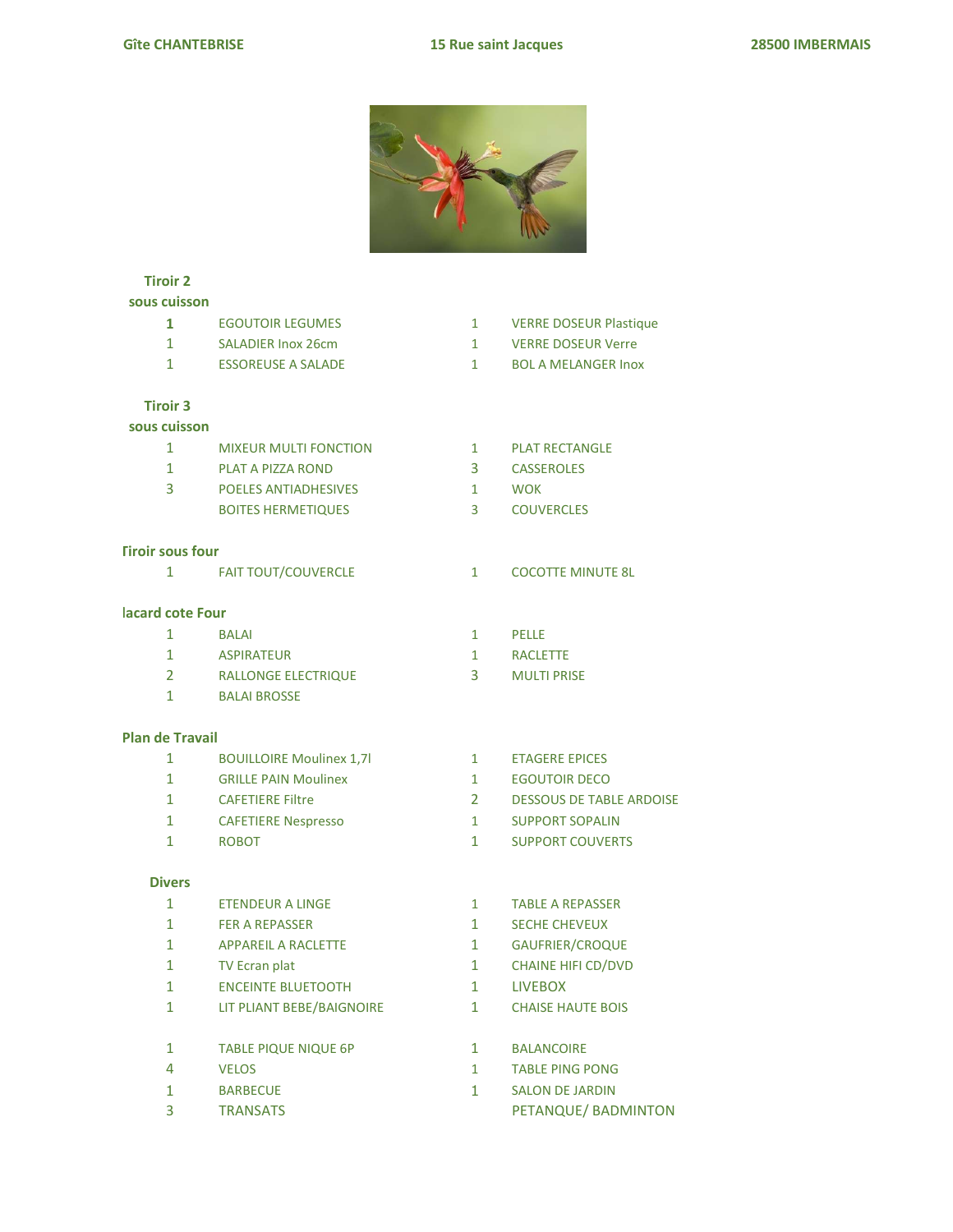Gîte CHANTEBRISE 15 Rue saint Jacques 28500 IMBERMAIS

## Tiroir 2 sous cuisson

| | | | |
|---|---|---|---|
| 1 | EGOUTOIR LEGUMES | 1 | VERRE DOSEUR Plastique |
| 1 | SALADIER Inox 26cm | 1 | VERRE DOSEUR Verre |
| 1 | ESSOREUSE A SALADE | 1 | BOL A MELANGER Inox |

## Tiroir 3 sous cuisson

| | | | |
|---|---|---|---|
| 1 | MIXEUR MULTI FONCTION | 1 | PLAT RECTANGLE |
| 1 | PLAT A PIZZA ROND | 3 | CASSEROLES |
| 3 | POELES ANTIADHESIVES | 1 | WOK |
| | BOITES HERMETIQUES | 3 | COUVERCLES |

## Tiroir sous four

| | | | |
|---|---|---|---|
| 1 | FAIT TOUT/COUVERCLE | 1 | COCOTTE MINUTE 8L |

## Placard cote Four

| | | | |
|---|---|---|---|
| 1 | BALAI | 1 | PELLE |
| 1 | ASPIRATEUR | 1 | RACLETTE |
| 2 | RALLONGE ELECTRIQUE | 3 | MULTI PRISE |
| 1 | BALAI BROSSE | | |

## Plan de Travail

| | | | |
|---|---|---|---|
| 1 | BOUILLOIRE Moulinex 1,7l | 1 | ETAGERE EPICES |
| 1 | GRILLE PAIN Moulinex | 1 | EGOUTOIR DECO |
| 1 | CAFETIERE Filtre | 2 | DESSOUS DE TABLE ARDOISE |
| 1 | CAFETIERE Nespresso | 1 | SUPPORT SOPALIN |
| 1 | ROBOT | 1 | SUPPORT COUVERTS |

## Divers

| | | | |
|---|---|---|---|
| 1 | ETENDEUR A LINGE | 1 | TABLE A REPASSER |
| 1 | FER A REPASSER | 1 | SECHE CHEVEUX |
| 1 | APPAREIL A RACLETTE | 1 | GAUFRIER/CROQUE |
| 1 | TV Ecran plat | 1 | CHAINE HIFI CD/DVD |
| 1 | ENCEINTE BLUETOOTH | 1 | LIVEBOX |
| 1 | LIT PLIANT BEBE/BAIGNOIRE | 1 | CHAISE HAUTE BOIS |

| | | | |
|---|---|---|---|
| 1 | TABLE PIQUE NIQUE 6P | 1 | BALANCOIRE |
| 4 | VELOS | 1 | TABLE PING PONG |
| 1 | BARBECUE | 1 | SALON DE JARDIN |
| 3 | TRANSATS | | PETANQUE/ BADMINTON |